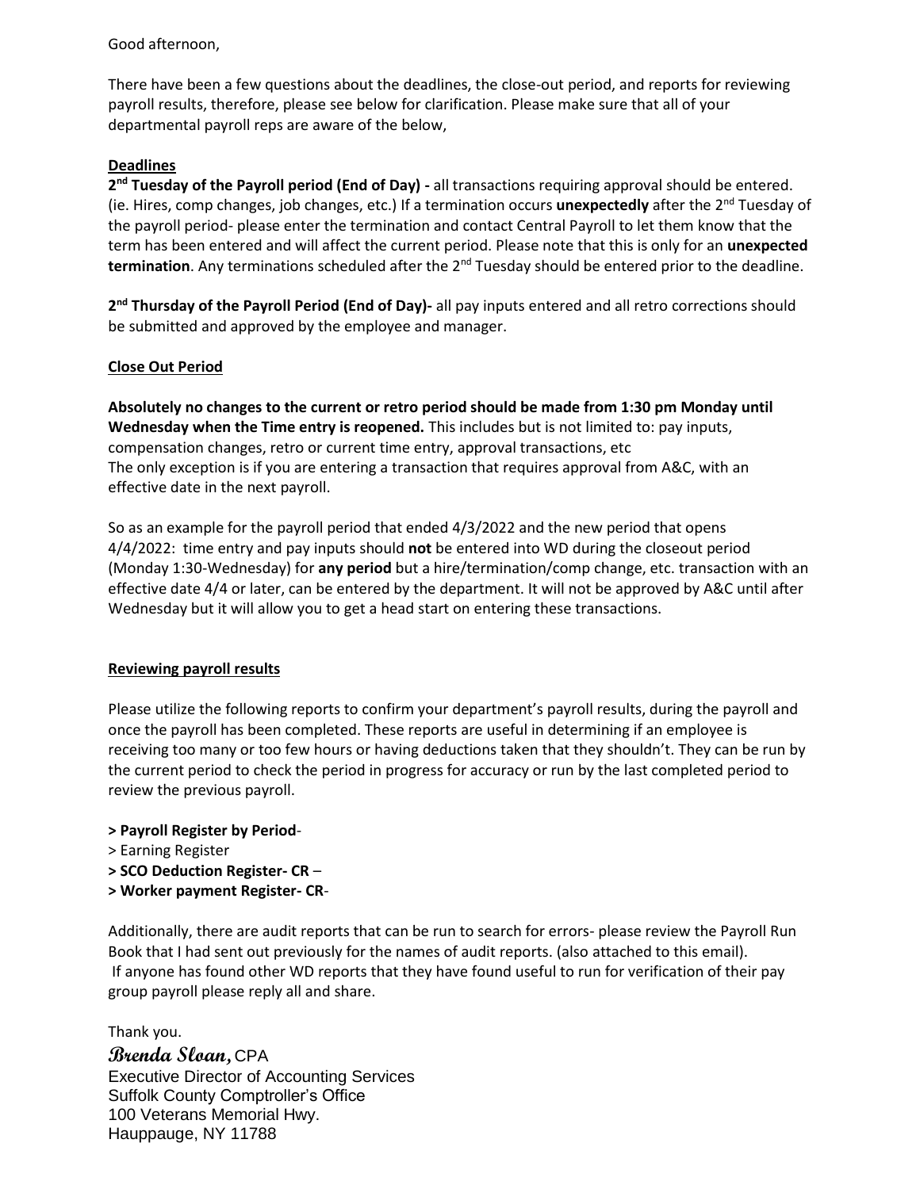Good afternoon,

There have been a few questions about the deadlines, the close-out period, and reports for reviewing payroll results, therefore, please see below for clarification. Please make sure that all of your departmental payroll reps are aware of the below,

**Deadlines**

**2nd Tuesday of the Payroll period (End of Day) -** all transactions requiring approval should be entered. (ie. Hires, comp changes, job changes, etc.) If a termination occurs **unexpectedly** after the 2nd Tuesday of the payroll period- please enter the termination and contact Central Payroll to let them know that the term has been entered and will affect the current period. Please note that this is only for an **unexpected termination**. Any terminations scheduled after the 2nd Tuesday should be entered prior to the deadline.

**2nd Thursday of the Payroll Period (End of Day)-** all pay inputs entered and all retro corrections should be submitted and approved by the employee and manager.

**Close Out Period**

**Absolutely no changes to the current or retro period should be made from 1:30 pm Monday until Wednesday when the Time entry is reopened.** This includes but is not limited to: pay inputs, compensation changes, retro or current time entry, approval transactions, etc
The only exception is if you are entering a transaction that requires approval from A&C, with an effective date in the next payroll.

So as an example for the payroll period that ended 4/3/2022 and the new period that opens 4/4/2022: time entry and pay inputs should **not** be entered into WD during the closeout period (Monday 1:30-Wednesday) for **any period** but a hire/termination/comp change, etc. transaction with an effective date 4/4 or later, can be entered by the department. It will not be approved by A&C until after Wednesday but it will allow you to get a head start on entering these transactions.

**Reviewing payroll results**

Please utilize the following reports to confirm your department's payroll results, during the payroll and once the payroll has been completed. These reports are useful in determining if an employee is receiving too many or too few hours or having deductions taken that they shouldn't. They can be run by the current period to check the period in progress for accuracy or run by the last completed period to review the previous payroll.

> **Payroll Register by Period**-
> Earning Register
> **SCO Deduction Register- CR** –
> **Worker payment Register- CR**-

Additionally, there are audit reports that can be run to search for errors- please review the Payroll Run Book that I had sent out previously for the names of audit reports. (also attached to this email).
If anyone has found other WD reports that they have found useful to run for verification of their pay group payroll please reply all and share.

Thank you.

***Brenda Sloan,*** CPA
Executive Director of Accounting Services
Suffolk County Comptroller's Office
100 Veterans Memorial Hwy.
Hauppauge, NY 11788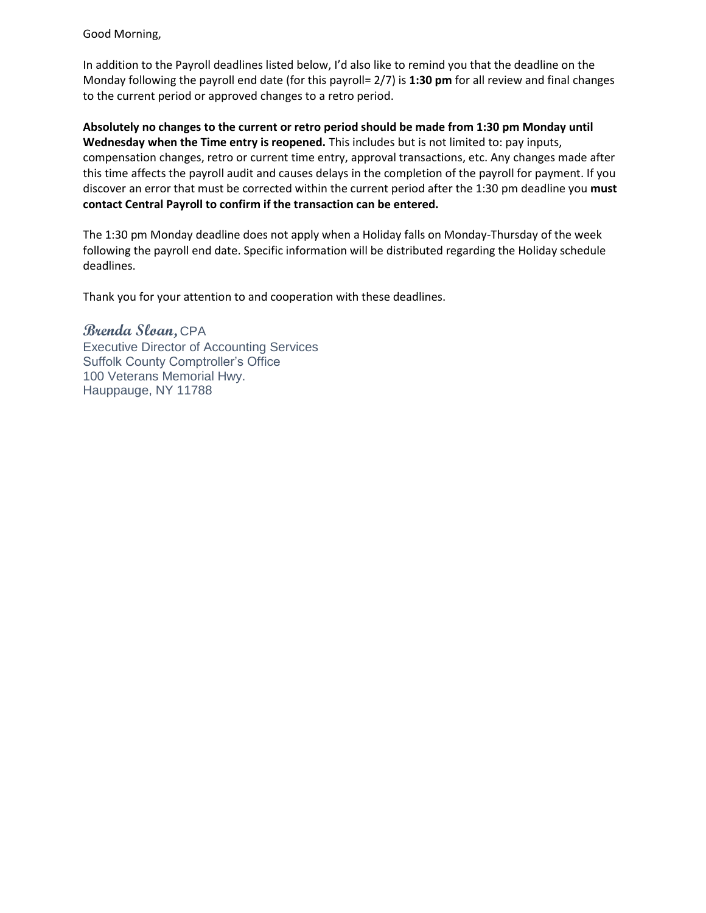Good Morning,

In addition to the Payroll deadlines listed below, I'd also like to remind you that the deadline on the Monday following the payroll end date (for this payroll= 2/7) is **1:30 pm** for all review and final changes to the current period or approved changes to a retro period.

**Absolutely no changes to the current or retro period should be made from 1:30 pm Monday until Wednesday when the Time entry is reopened.** This includes but is not limited to: pay inputs, compensation changes, retro or current time entry, approval transactions, etc. Any changes made after this time affects the payroll audit and causes delays in the completion of the payroll for payment. If you discover an error that must be corrected within the current period after the 1:30 pm deadline you **must contact Central Payroll to confirm if the transaction can be entered.**

The 1:30 pm Monday deadline does not apply when a Holiday falls on Monday-Thursday of the week following the payroll end date. Specific information will be distributed regarding the Holiday schedule deadlines.

Thank you for your attention to and cooperation with these deadlines.

***Brenda Sloan,*** CPA
Executive Director of Accounting Services
Suffolk County Comptroller's Office
100 Veterans Memorial Hwy.
Hauppauge, NY 11788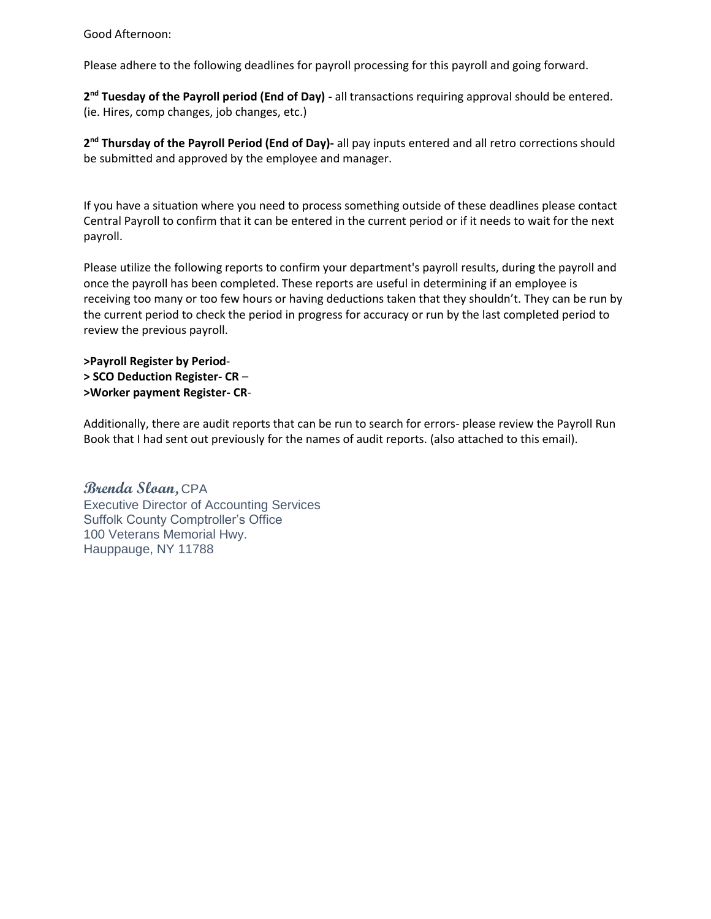Good Afternoon:

Please adhere to the following deadlines for payroll processing for this payroll and going forward.

**2nd Tuesday of the Payroll period (End of Day) -** all transactions requiring approval should be entered. (ie. Hires, comp changes, job changes, etc.)

**2nd Thursday of the Payroll Period (End of Day)-** all pay inputs entered and all retro corrections should be submitted and approved by the employee and manager.

If you have a situation where you need to process something outside of these deadlines please contact Central Payroll to confirm that it can be entered in the current period or if it needs to wait for the next payroll.

Please utilize the following reports to confirm your department's payroll results, during the payroll and once the payroll has been completed. These reports are useful in determining if an employee is receiving too many or too few hours or having deductions taken that they shouldn't. They can be run by the current period to check the period in progress for accuracy or run by the last completed period to review the previous payroll.

**>Payroll Register by Period**-
**> SCO Deduction Register- CR** –
**>Worker payment Register- CR**-

Additionally, there are audit reports that can be run to search for errors- please review the Payroll Run Book that I had sent out previously for the names of audit reports. (also attached to this email).

*Brenda Sloan,* CPA
Executive Director of Accounting Services
Suffolk County Comptroller's Office
100 Veterans Memorial Hwy.
Hauppauge, NY 11788